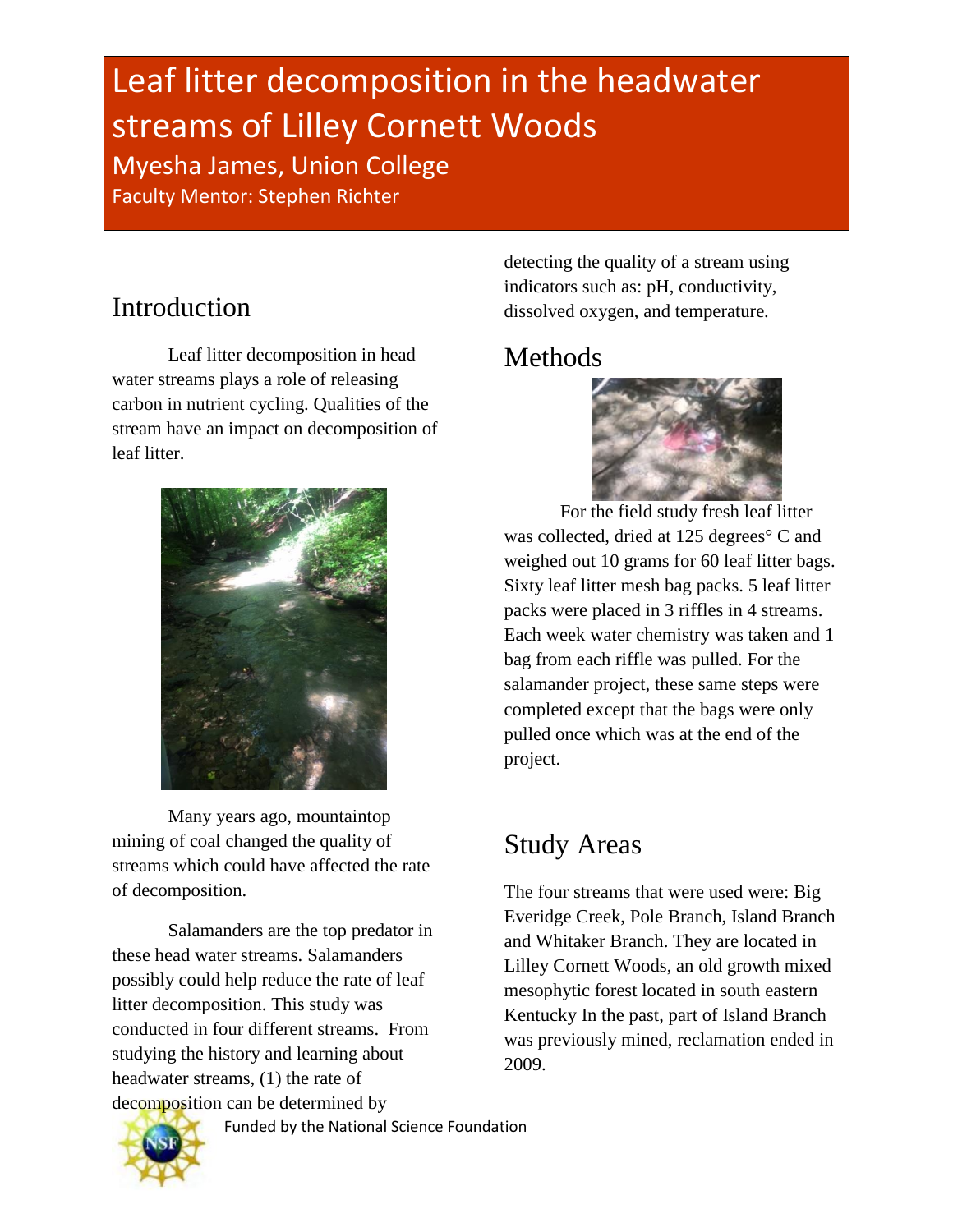# Leaf litter decomposition in the headwater streams of Lilley Cornett Woods

Myesha James, Union College

Faculty Mentor: Stephen Richter

## Introduction

Leaf litter decomposition in head water streams plays a role of releasing carbon in nutrient cycling. Qualities of the stream have an impact on decomposition of leaf litter.

Many years ago, mountaintop mining of coal changed the quality of streams which could have affected the rate of decomposition.

Salamanders are the top predator in these head water streams. Salamanders possibly could help reduce the rate of leaf litter decomposition. This study was conducted in four different streams. From studying the history and learning about headwater streams, (1) the rate of decomposition can be determined by detecting the quality of a stream using indicators such as: pH, conductivity, dissolved oxygen, and temperature.

## Methods

For the field study fresh leaf litter was collected, dried at 125 degrees° C and weighed out 10 grams for 60 leaf litter bags. Sixty leaf litter mesh bag packs. 5 leaf litter packs were placed in 3 riffles in 4 streams. Each week water chemistry was taken and 1 bag from each riffle was pulled. For the salamander project, these same steps were completed except that the bags were only pulled once which was at the end of the project.

## Study Areas

The four streams that were used were: Big Everidge Creek, Pole Branch, Island Branch and Whitaker Branch. They are located in Lilley Cornett Woods, an old growth mixed mesophytic forest located in south eastern Kentucky In the past, part of Island Branch was previously mined, reclamation ended in 2009.

Funded by the National Science Foundation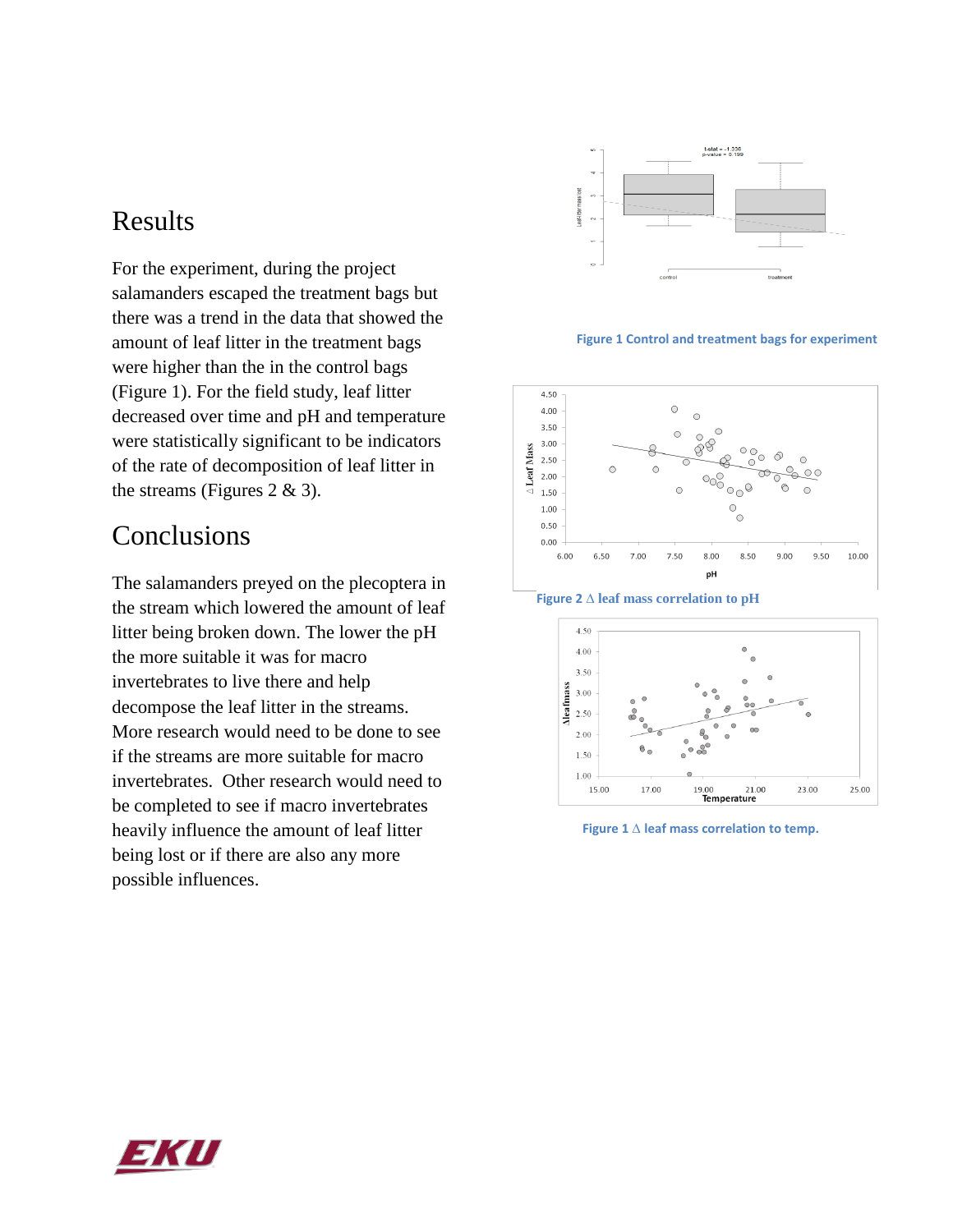# Results

For the experiment, during the project salamanders escaped the treatment bags but there was a trend in the data that showed the amount of leaf litter in the treatment bags were higher than the in the control bags (Figure 1). For the field study, leaf litter decreased over time and pH and temperature were statistically significant to be indicators of the rate of decomposition of leaf litter in the streams (Figures 2 & 3).

# Conclusions

The salamanders preyed on the plecoptera in the stream which lowered the amount of leaf litter being broken down. The lower the pH the more suitable it was for macro invertebrates to live there and help decompose the leaf litter in the streams. More research would need to be done to see if the streams are more suitable for macro invertebrates. Other research would need to be completed to see if macro invertebrates heavily influence the amount of leaf litter being lost or if there are also any more possible influences.

t-stat = -1.336
p-value = 0.199

Leaf litter mass lost

0 1 2 3 4 5

control treatment

**Figure 1 Control and treatment bags for experiment**

Δ Leaf Mass

0.00 0.50 1.00 1.50 2.00 2.50 3.00 3.50 4.00 4.50

6.00 6.50 7.00 7.50 8.00 8.50 9.00 9.50 10.00

pH

**Figure 2 Δ leaf mass correlation to pH**

Δleafmass

1.00 1.50 2.00 2.50 3.00 3.50 4.00 4.50

15.00 17.00 19.00 21.00 23.00 25.00

Temperature

**Figure 1 Δ leaf mass correlation to temp.**